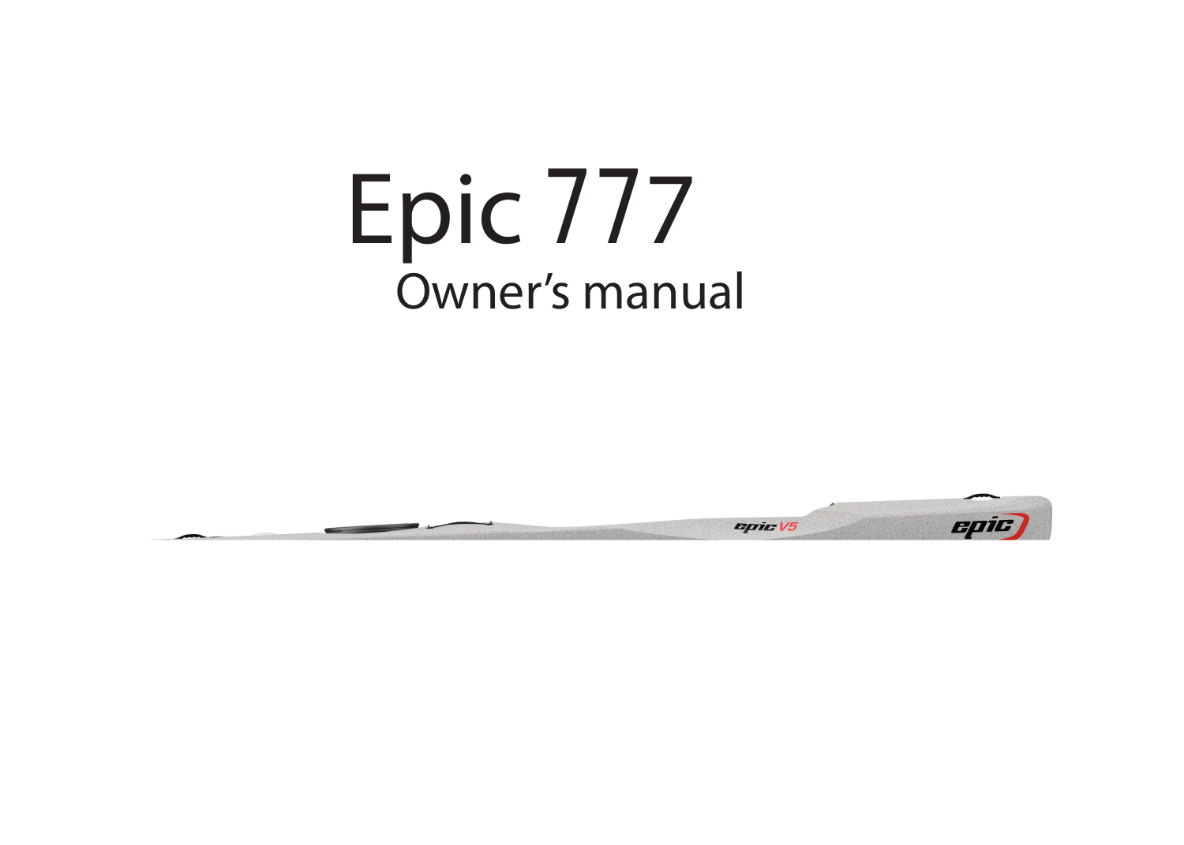# Epic 777

## Owner's manual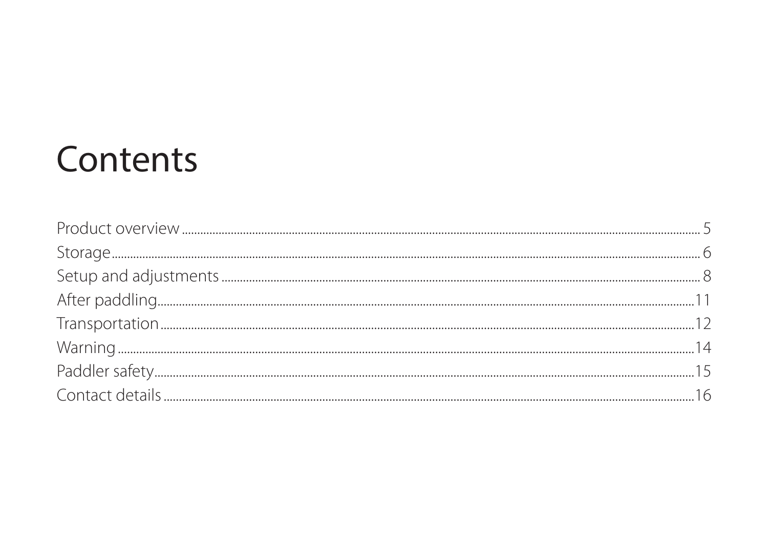# Contents

| | |
|---|---|
| Product overview | 5 |
| Storage | 6 |
| Setup and adjustments | 8 |
| After paddling | 11 |
| Transportation | 12 |
| Warning | 14 |
| Paddler safety | 15 |
| Contact details | 16 |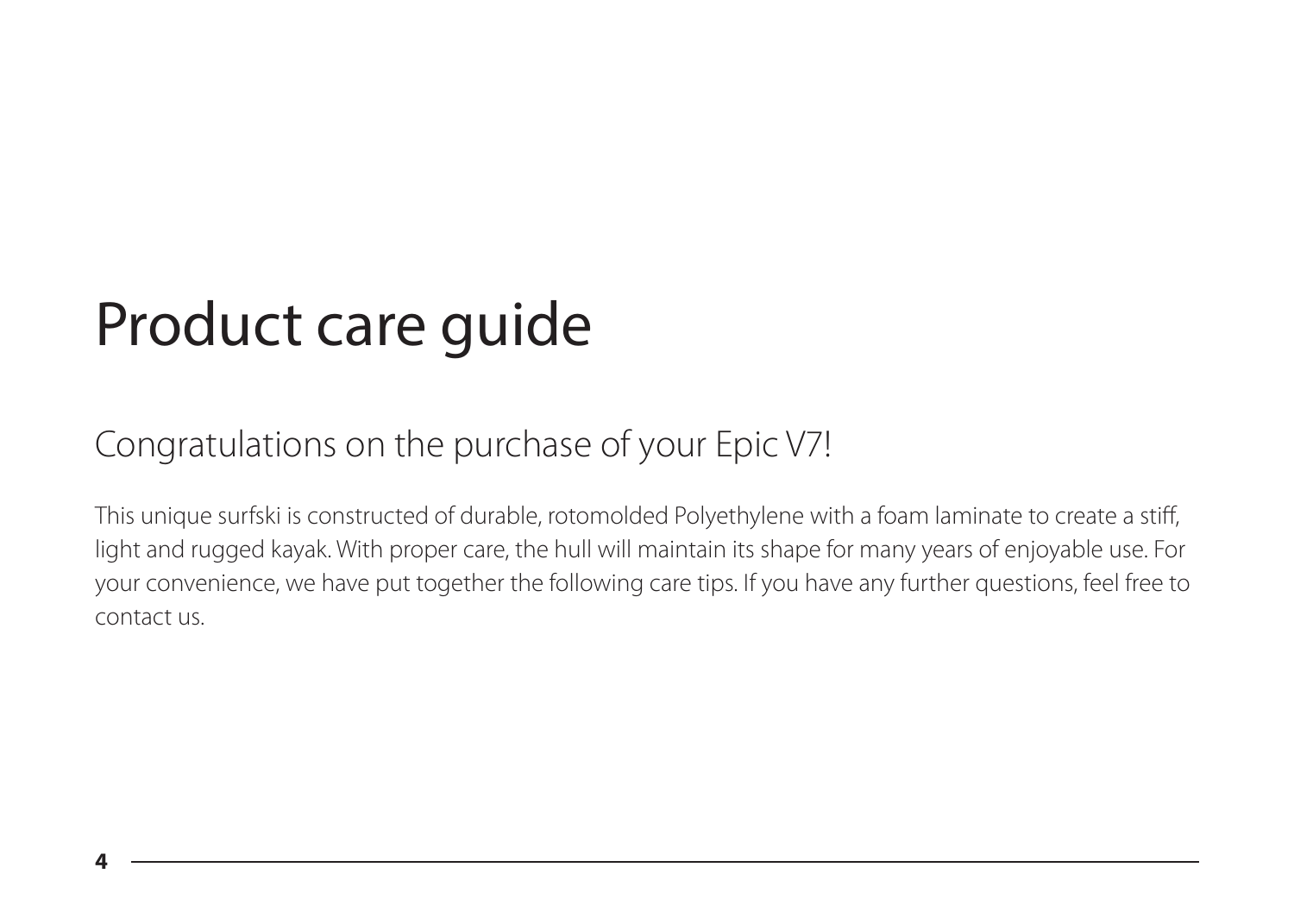# Product care guide

## Congratulations on the purchase of your Epic V7!

This unique surfski is constructed of durable, rotomolded Polyethylene with a foam laminate to create a stiff, light and rugged kayak. With proper care, the hull will maintain its shape for many years of enjoyable use. For your convenience, we have put together the following care tips. If you have any further questions, feel free to contact us.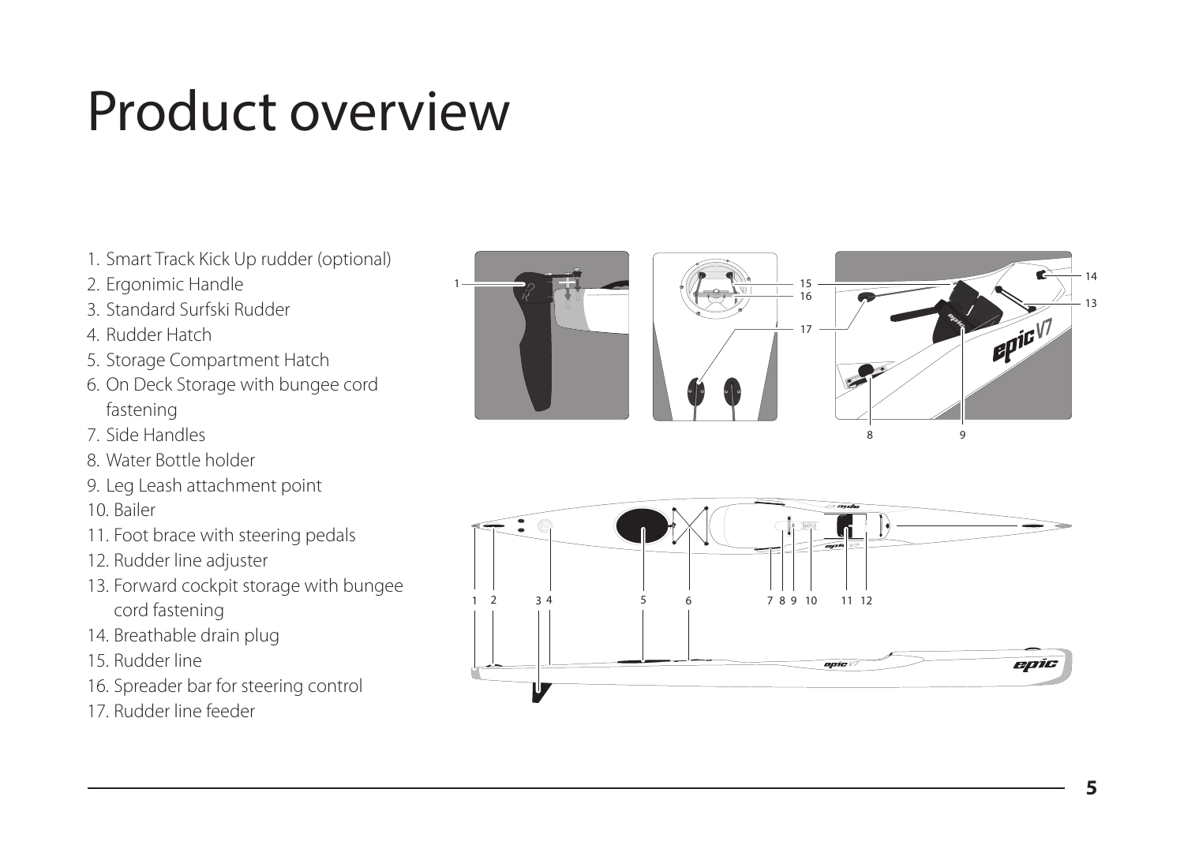# Product overview

1. Smart Track Kick Up rudder (optional)
2. Ergonimic Handle
3. Standard Surfski Rudder
4. Rudder Hatch
5. Storage Compartment Hatch
6. On Deck Storage with bungee cord fastening
7. Side Handles
8. Water Bottle holder
9. Leg Leash attachment point
10. Bailer
11. Foot brace with steering pedals
12. Rudder line adjuster
13. Forward cockpit storage with bungee cord fastening
14. Breathable drain plug
15. Rudder line
16. Spreader bar for steering control
17. Rudder line feeder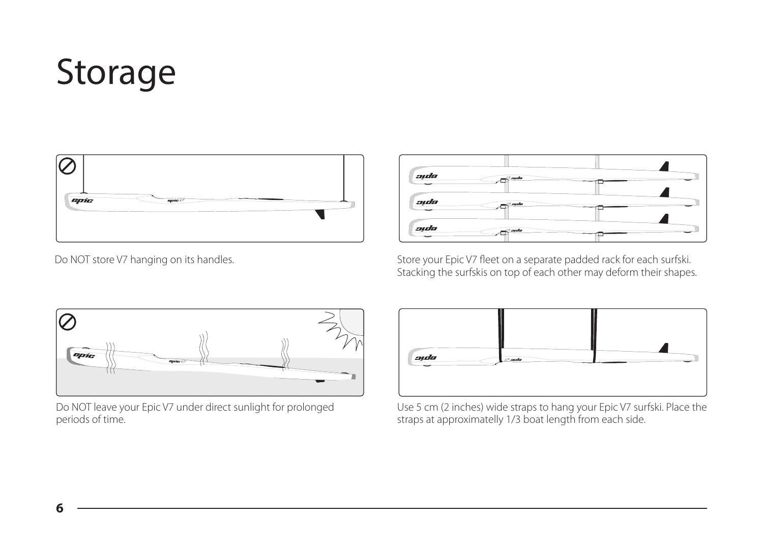# Storage

Do NOT store V7 hanging on its handles.

Store your Epic V7 fleet on a separate padded rack for each surfski. Stacking the surfskis on top of each other may deform their shapes.

Do NOT leave your Epic V7 under direct sunlight for prolonged periods of time.

Use 5 cm (2 inches) wide straps to hang your Epic V7 surfski. Place the straps at approximatelly 1/3 boat length from each side.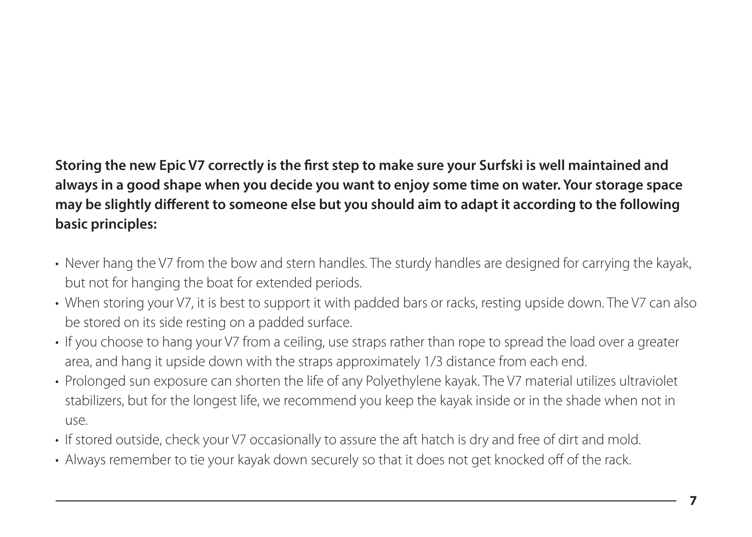**Storing the new Epic V7 correctly is the first step to make sure your Surfski is well maintained and always in a good shape when you decide you want to enjoy some time on water. Your storage space may be slightly different to someone else but you should aim to adapt it according to the following basic principles:**

- Never hang the V7 from the bow and stern handles. The sturdy handles are designed for carrying the kayak, but not for hanging the boat for extended periods.
- When storing your V7, it is best to support it with padded bars or racks, resting upside down. The V7 can also be stored on its side resting on a padded surface.
- If you choose to hang your V7 from a ceiling, use straps rather than rope to spread the load over a greater area, and hang it upside down with the straps approximately 1/3 distance from each end.
- Prolonged sun exposure can shorten the life of any Polyethylene kayak. The V7 material utilizes ultraviolet stabilizers, but for the longest life, we recommend you keep the kayak inside or in the shade when not in use.
- If stored outside, check your V7 occasionally to assure the aft hatch is dry and free of dirt and mold.
- Always remember to tie your kayak down securely so that it does not get knocked off of the rack.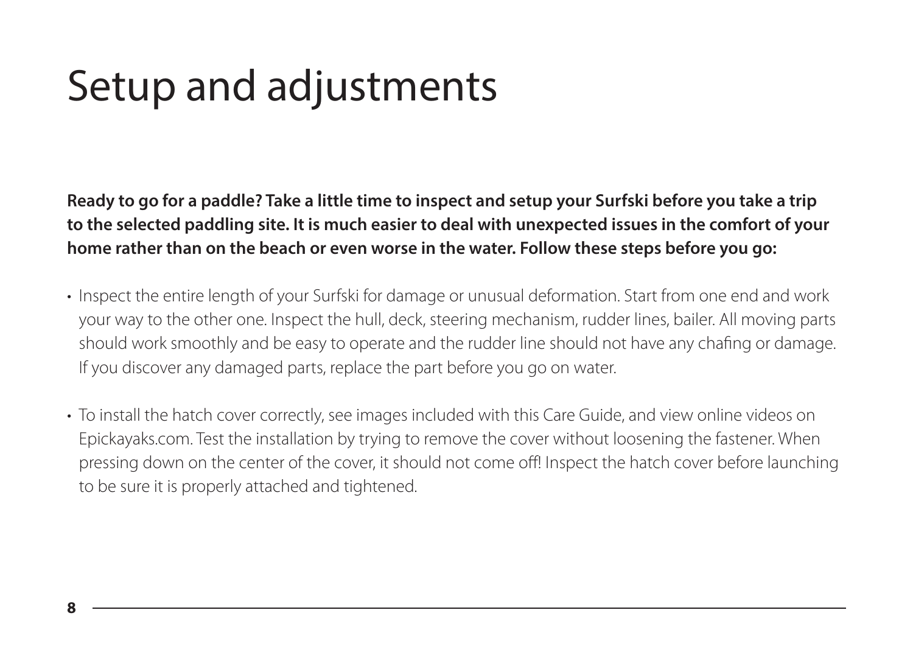# Setup and adjustments

**Ready to go for a paddle? Take a little time to inspect and setup your Surfski before you take a trip to the selected paddling site. It is much easier to deal with unexpected issues in the comfort of your home rather than on the beach or even worse in the water. Follow these steps before you go:**

- Inspect the entire length of your Surfski for damage or unusual deformation. Start from one end and work your way to the other one. Inspect the hull, deck, steering mechanism, rudder lines, bailer. All moving parts should work smoothly and be easy to operate and the rudder line should not have any chafing or damage. If you discover any damaged parts, replace the part before you go on water.
- To install the hatch cover correctly, see images included with this Care Guide, and view online videos on Epickayaks.com. Test the installation by trying to remove the cover without loosening the fastener. When pressing down on the center of the cover, it should not come off! Inspect the hatch cover before launching to be sure it is properly attached and tightened.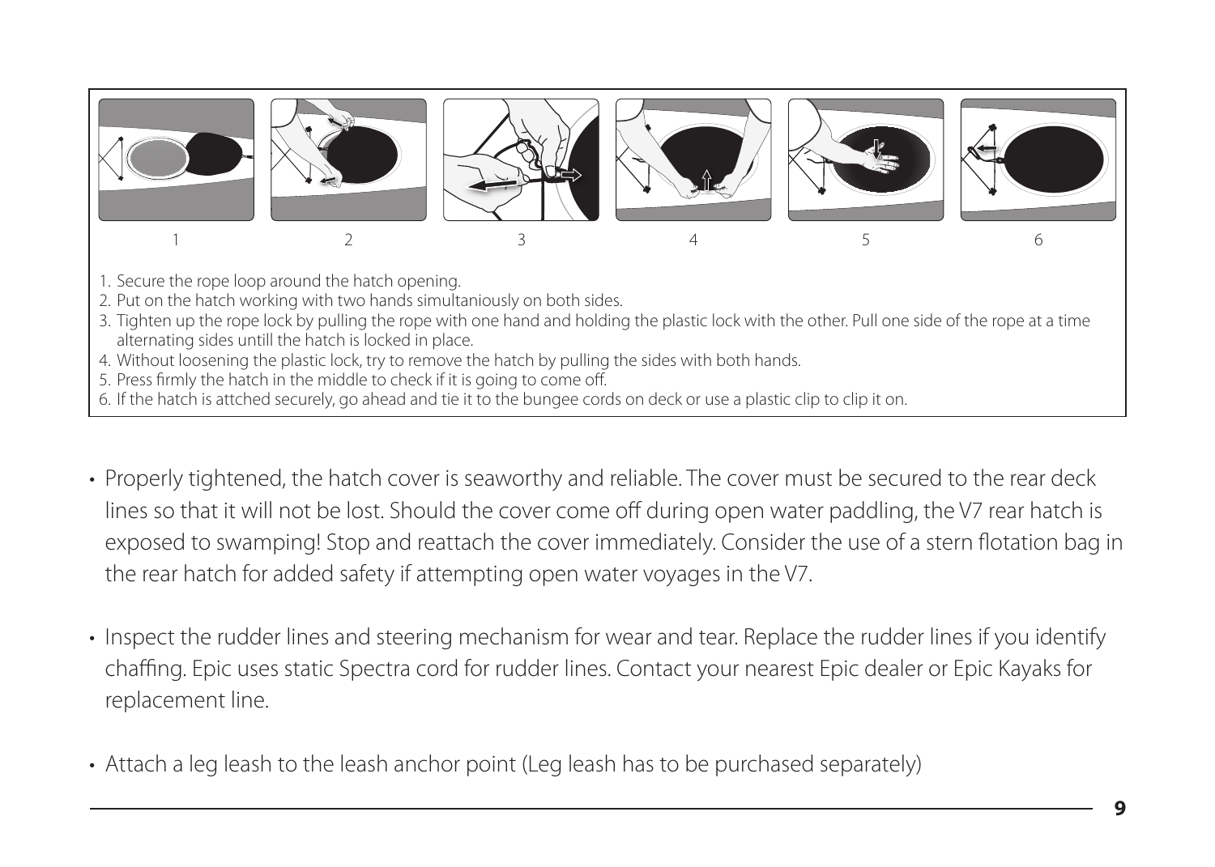1. Secure the rope loop around the hatch opening.
2. Put on the hatch working with two hands simultaniously on both sides.
3. Tighten up the rope lock by pulling the rope with one hand and holding the plastic lock with the other. Pull one side of the rope at a time alternating sides untill the hatch is locked in place.
4. Without loosening the plastic lock, try to remove the hatch by pulling the sides with both hands.
5. Press firmly the hatch in the middle to check if it is going to come off.
6. If the hatch is attched securely, go ahead and tie it to the bungee cords on deck or use a plastic clip to clip it on.

- Properly tightened, the hatch cover is seaworthy and reliable. The cover must be secured to the rear deck lines so that it will not be lost. Should the cover come off during open water paddling, the V7 rear hatch is exposed to swamping! Stop and reattach the cover immediately. Consider the use of a stern flotation bag in the rear hatch for added safety if attempting open water voyages in the V7.

- Inspect the rudder lines and steering mechanism for wear and tear. Replace the rudder lines if you identify chaffing. Epic uses static Spectra cord for rudder lines. Contact your nearest Epic dealer or Epic Kayaks for replacement line.

- Attach a leg leash to the leash anchor point (Leg leash has to be purchased separately)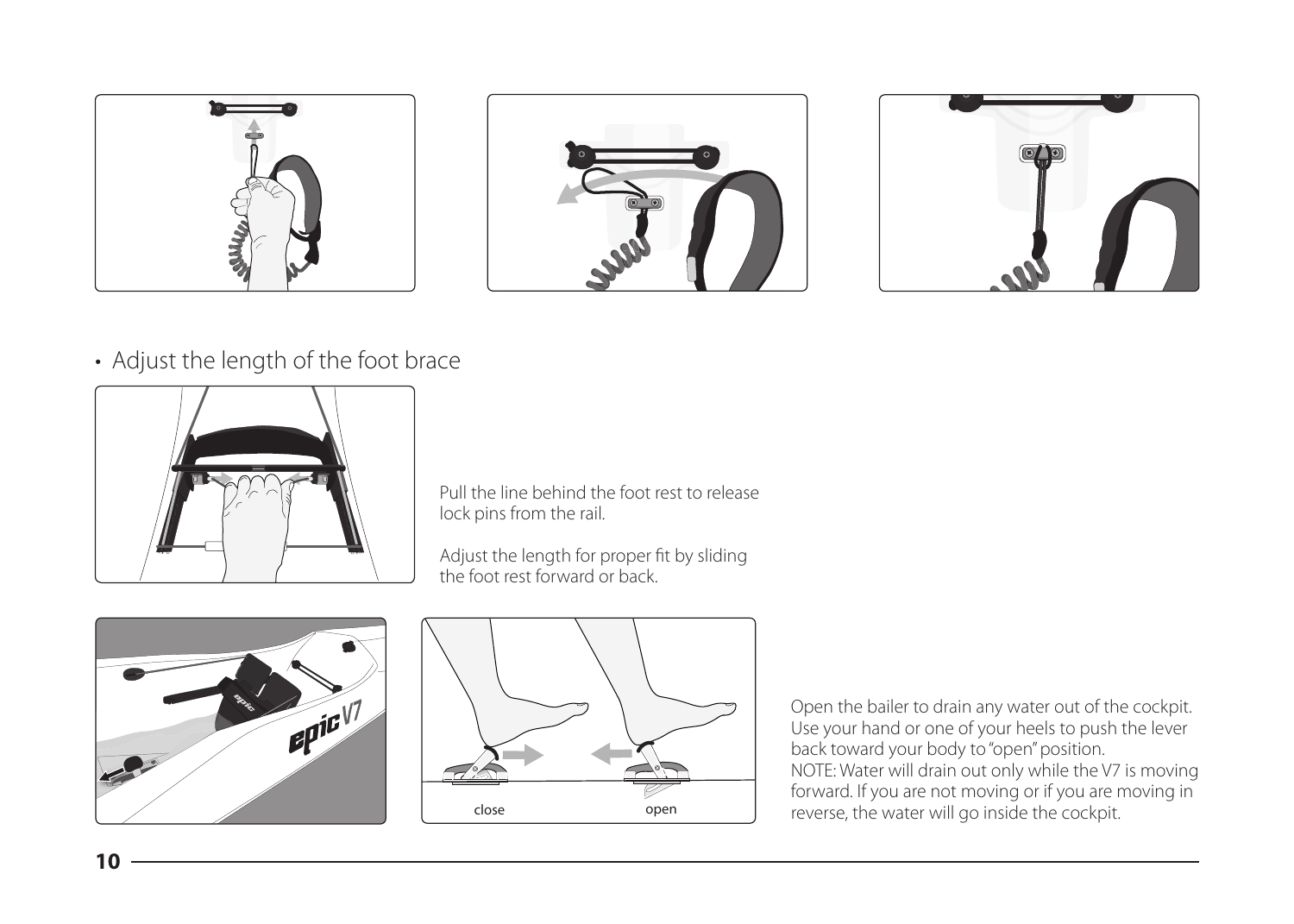- Adjust the length of the foot brace

Pull the line behind the foot rest to release lock pins from the rail.

Adjust the length for proper fit by sliding the foot rest forward or back.

close

open

Open the bailer to drain any water out of the cockpit. Use your hand or one of your heels to push the lever back toward your body to "open" position.
NOTE: Water will drain out only while the V7 is moving forward. If you are not moving or if you are moving in reverse, the water will go inside the cockpit.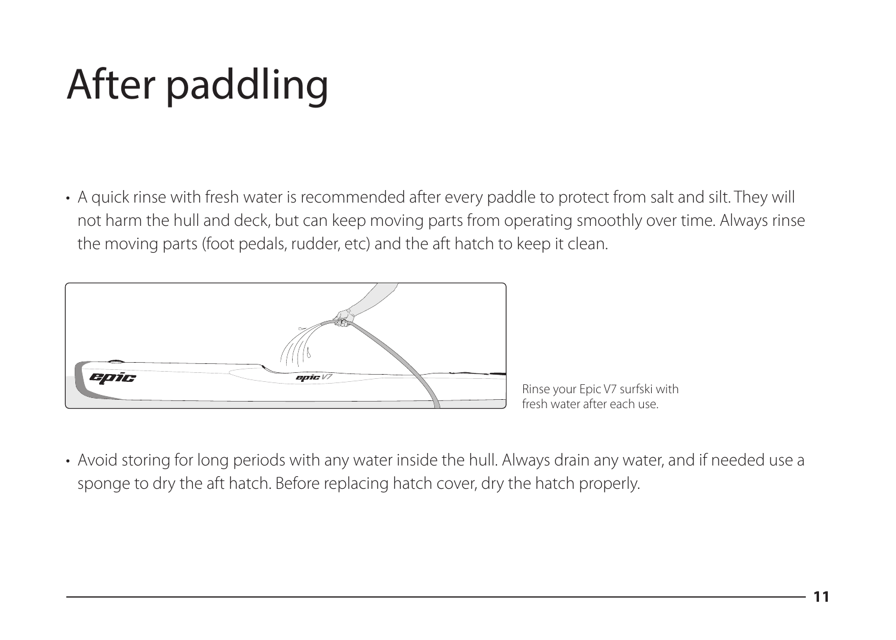# After paddling

- A quick rinse with fresh water is recommended after every paddle to protect from salt and silt. They will not harm the hull and deck, but can keep moving parts from operating smoothly over time. Always rinse the moving parts (foot pedals, rudder, etc) and the aft hatch to keep it clean.

Rinse your Epic V7 surfski with fresh water after each use.

- Avoid storing for long periods with any water inside the hull. Always drain any water, and if needed use a sponge to dry the aft hatch. Before replacing hatch cover, dry the hatch properly.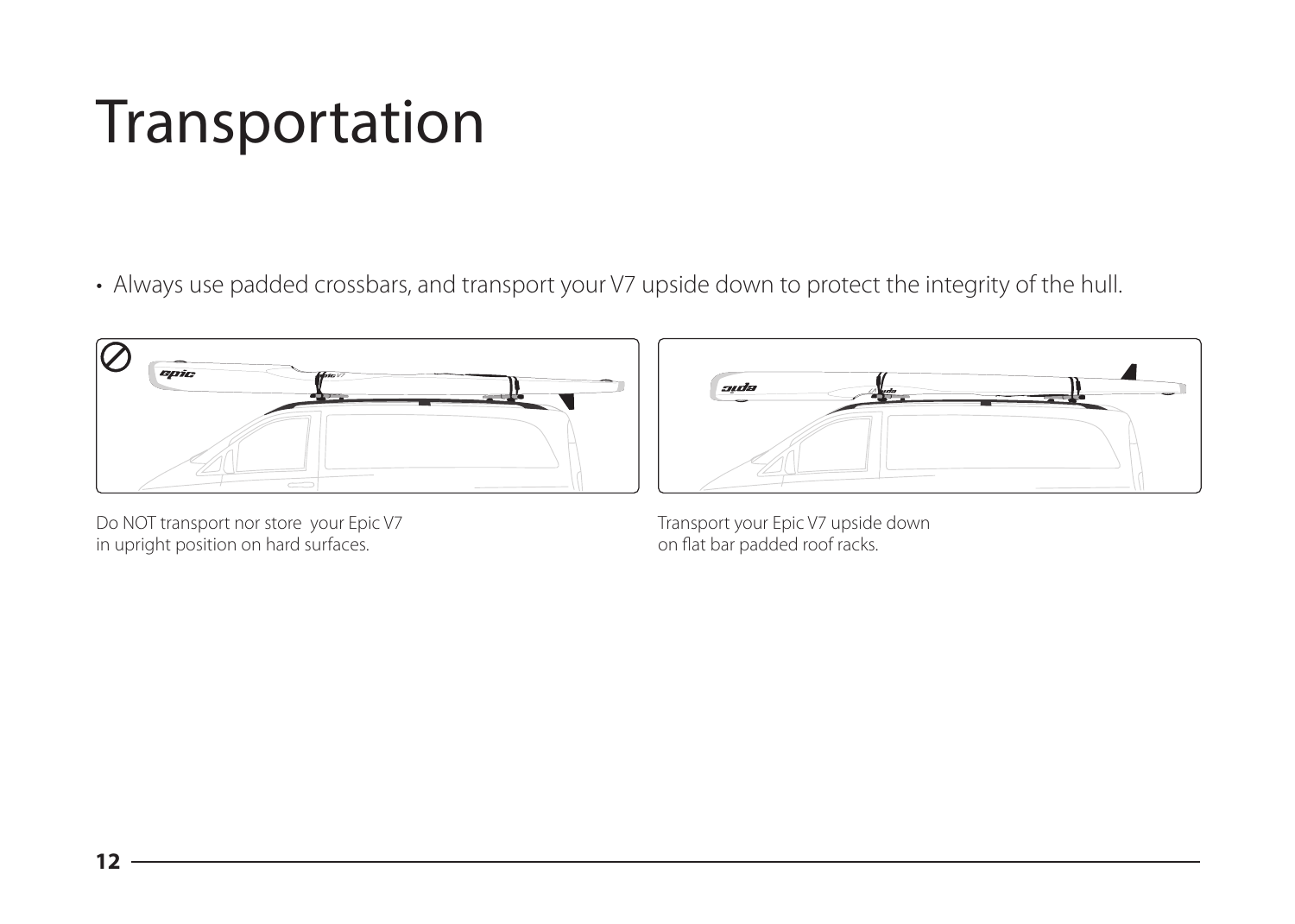# Transportation

- Always use padded crossbars, and transport your V7 upside down to protect the integrity of the hull.

Do NOT transport nor store your Epic V7 in upright position on hard surfaces.

Transport your Epic V7 upside down on flat bar padded roof racks.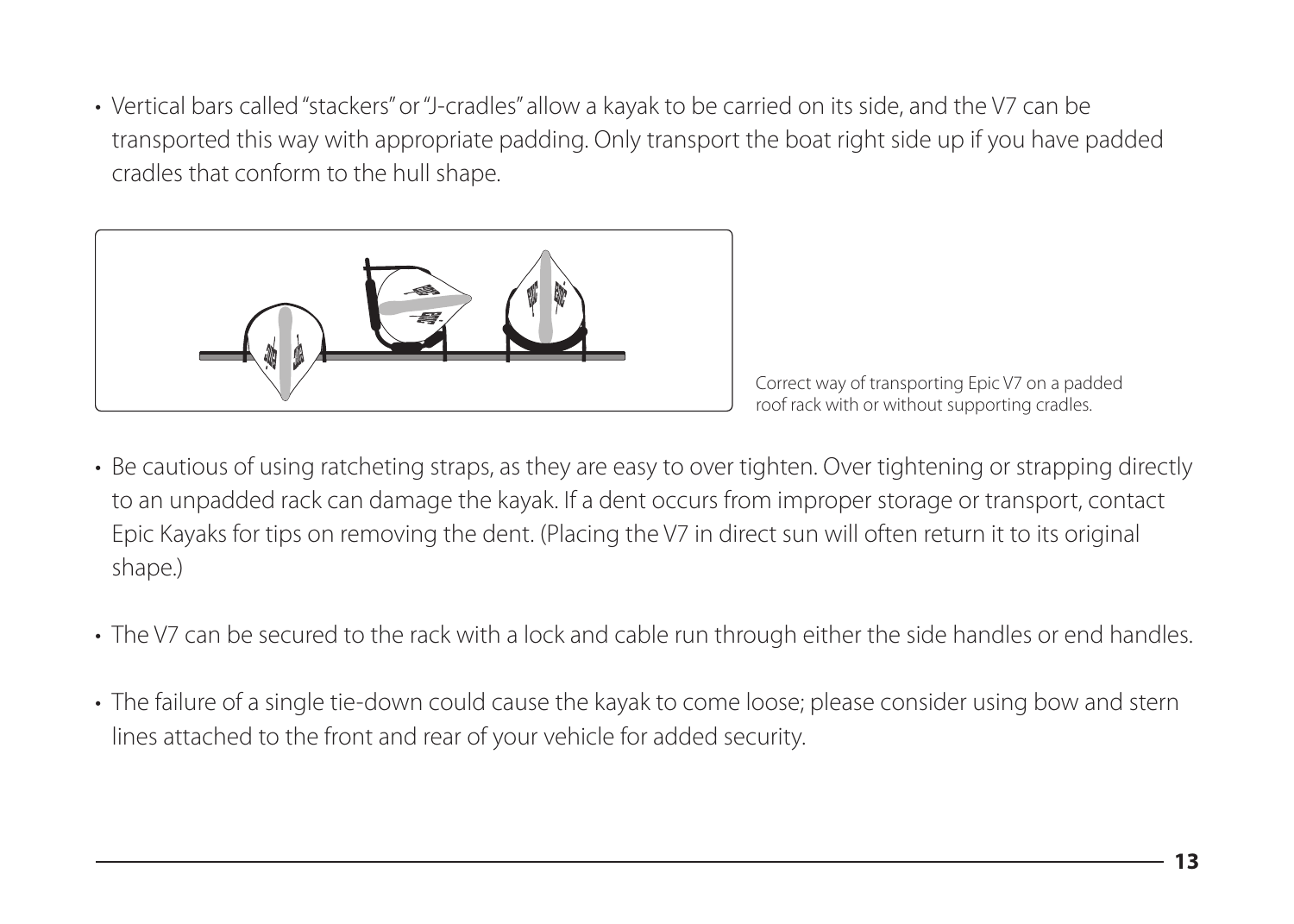- Vertical bars called "stackers" or "J-cradles" allow a kayak to be carried on its side, and the V7 can be transported this way with appropriate padding. Only transport the boat right side up if you have padded cradles that conform to the hull shape.

Correct way of transporting Epic V7 on a padded roof rack with or without supporting cradles.

- Be cautious of using ratcheting straps, as they are easy to over tighten. Over tightening or strapping directly to an unpadded rack can damage the kayak. If a dent occurs from improper storage or transport, contact Epic Kayaks for tips on removing the dent. (Placing the V7 in direct sun will often return it to its original shape.)

- The V7 can be secured to the rack with a lock and cable run through either the side handles or end handles.

- The failure of a single tie-down could cause the kayak to come loose; please consider using bow and stern lines attached to the front and rear of your vehicle for added security.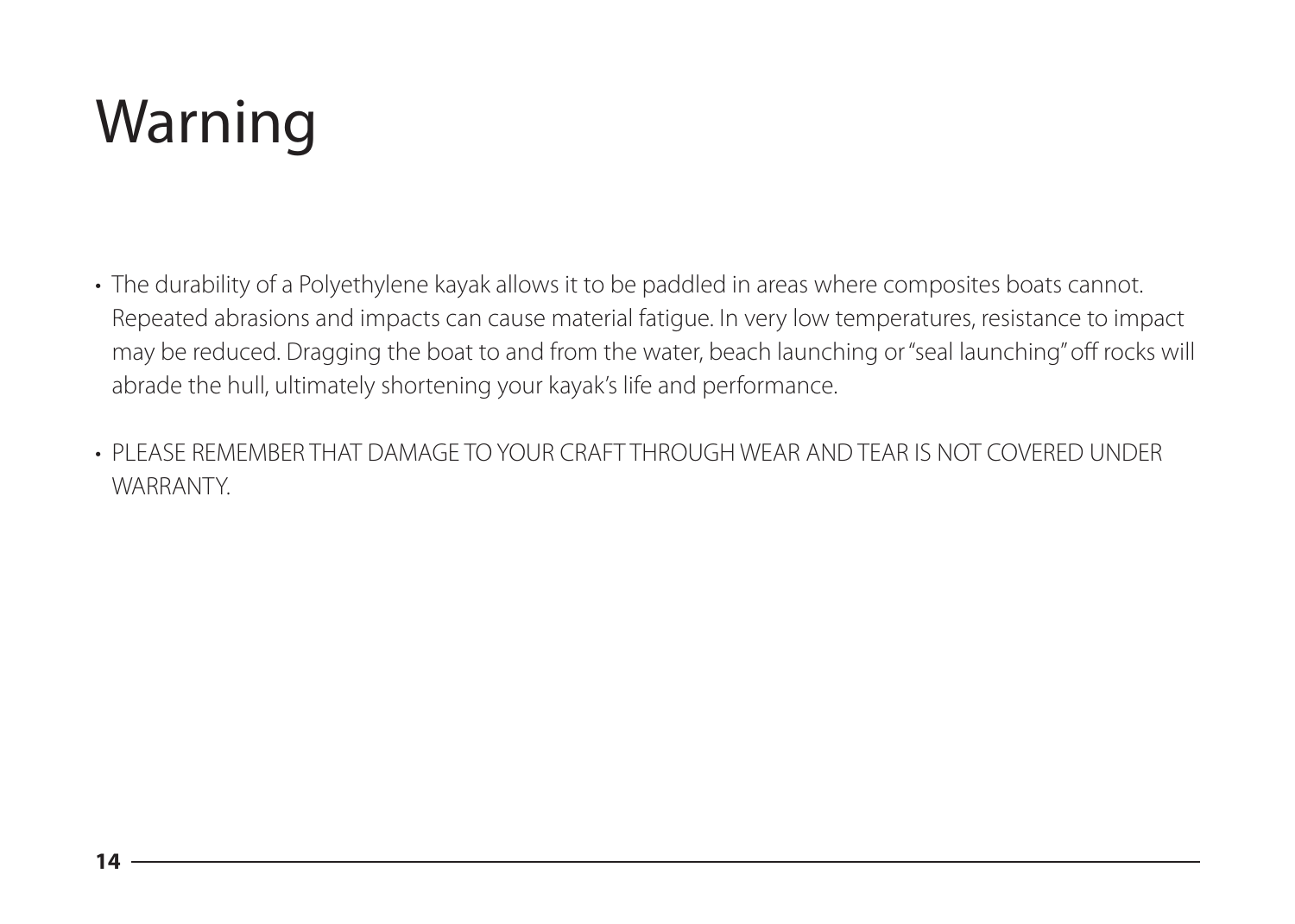# Warning

- The durability of a Polyethylene kayak allows it to be paddled in areas where composites boats cannot. Repeated abrasions and impacts can cause material fatigue. In very low temperatures, resistance to impact may be reduced. Dragging the boat to and from the water, beach launching or "seal launching" off rocks will abrade the hull, ultimately shortening your kayak's life and performance.
- PLEASE REMEMBER THAT DAMAGE TO YOUR CRAFT THROUGH WEAR AND TEAR IS NOT COVERED UNDER WARRANTY.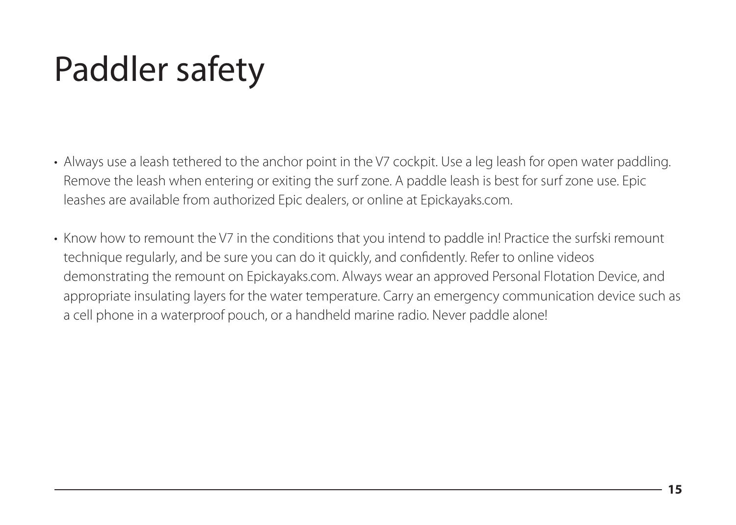# Paddler safety

- Always use a leash tethered to the anchor point in the V7 cockpit. Use a leg leash for open water paddling. Remove the leash when entering or exiting the surf zone. A paddle leash is best for surf zone use. Epic leashes are available from authorized Epic dealers, or online at Epickayaks.com.
- Know how to remount the V7 in the conditions that you intend to paddle in! Practice the surfski remount technique regularly, and be sure you can do it quickly, and confidently. Refer to online videos demonstrating the remount on Epickayaks.com. Always wear an approved Personal Flotation Device, and appropriate insulating layers for the water temperature. Carry an emergency communication device such as a cell phone in a waterproof pouch, or a handheld marine radio. Never paddle alone!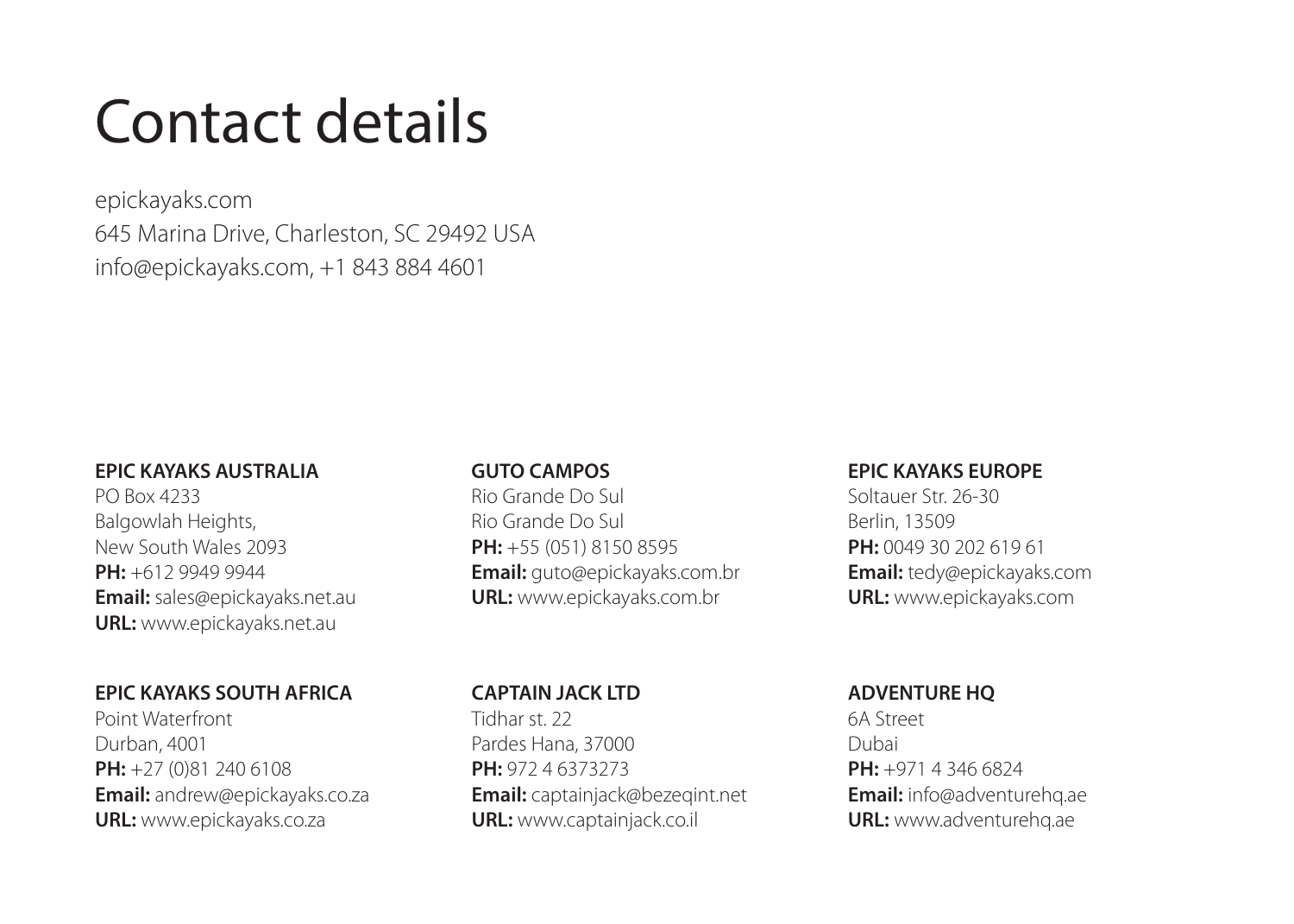# Contact details

epickayaks.com
645 Marina Drive, Charleston, SC 29492 USA
info@epickayaks.com, +1 843 884 4601

**EPIC KAYAKS AUSTRALIA**
PO Box 4233
Balgowlah Heights,
New South Wales 2093
**PH:** +612 9949 9944
**Email:** sales@epickayaks.net.au
**URL:** www.epickayaks.net.au

**GUTO CAMPOS**
Rio Grande Do Sul
Rio Grande Do Sul
**PH:** +55 (051) 8150 8595
**Email:** guto@epickayaks.com.br
**URL:** www.epickayaks.com.br

**EPIC KAYAKS EUROPE**
Soltauer Str. 26-30
Berlin, 13509
**PH:** 0049 30 202 619 61
**Email:** tedy@epickayaks.com
**URL:** www.epickayaks.com

**EPIC KAYAKS SOUTH AFRICA**
Point Waterfront
Durban, 4001
**PH:** +27 (0)81 240 6108
**Email:** andrew@epickayaks.co.za
**URL:** www.epickayaks.co.za

**CAPTAIN JACK LTD**
Tidhar st. 22
Pardes Hana, 37000
**PH:** 972 4 6373273
**Email:** captainjack@bezeqint.net
**URL:** www.captainjack.co.il

**ADVENTURE HQ**
6A Street
Dubai
**PH:** +971 4 346 6824
**Email:** info@adventurehq.ae
**URL:** www.adventurehq.ae